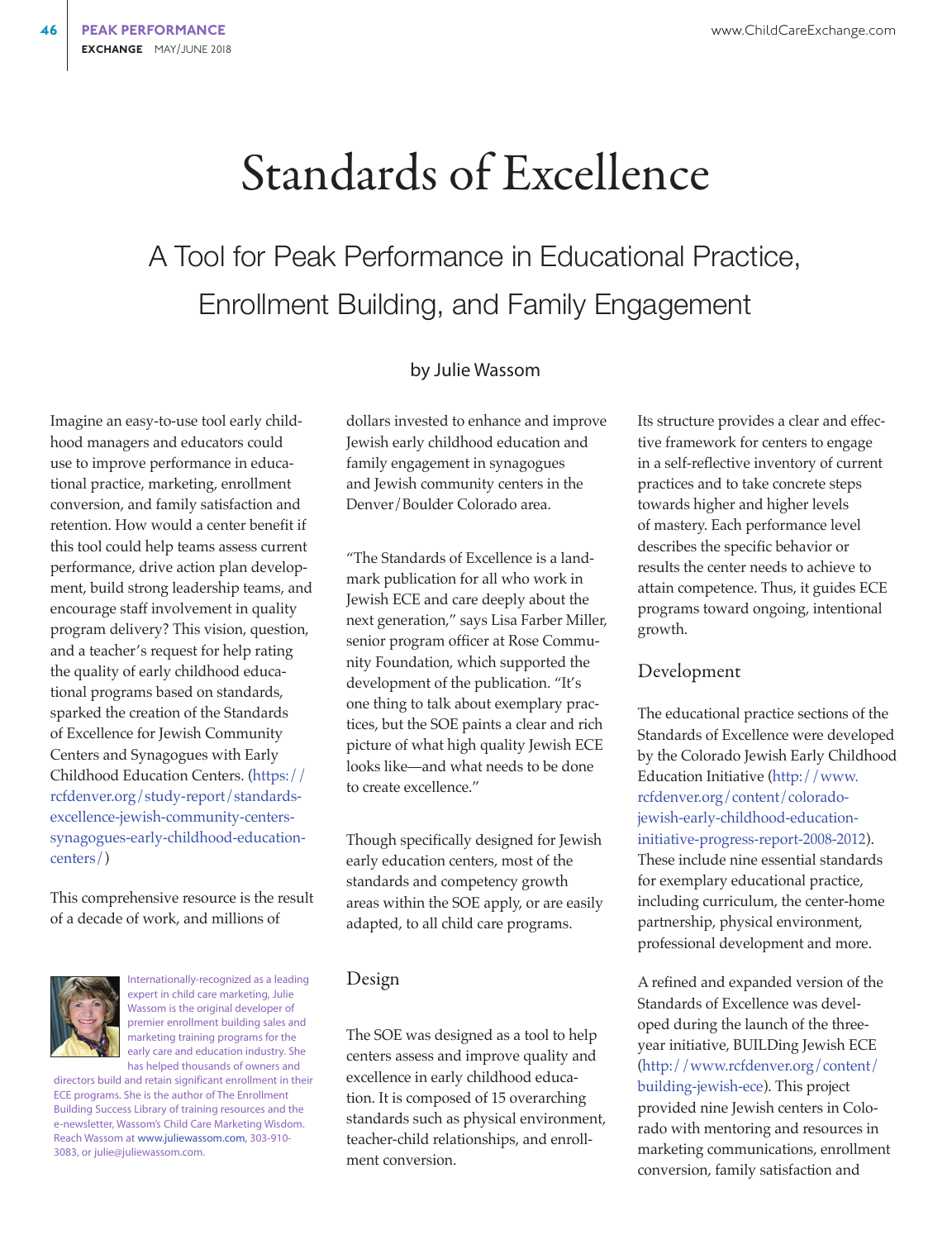# Standards of Excellence

## A Tool for Peak Performance in Educational Practice, Enrollment Building, and Family Engagement

by Julie Wassom

Imagine an easy-to-use tool early childhood managers and educators could use to improve performance in educational practice, marketing, enrollment conversion, and family satisfaction and retention. How would a center benefit if this tool could help teams assess current performance, drive action plan development, build strong leadership teams, and encourage staff involvement in quality program delivery? This vision, question, and a teacher's request for help rating the quality of early childhood educational programs based on standards, sparked the creation of the Standards of Excellence for Jewish Community Centers and Synagogues with Early Childhood Education Centers. (https://rcfdenver.org/study-report/standards-excellence-jewish-community-centers-synagogues-early-childhood-education-centers/)

This comprehensive resource is the result of a decade of work, and millions of dollars invested to enhance and improve Jewish early childhood education and family engagement in synagogues and Jewish community centers in the Denver/Boulder Colorado area.

"The Standards of Excellence is a landmark publication for all who work in Jewish ECE and care deeply about the next generation," says Lisa Farber Miller, senior program officer at Rose Community Foundation, which supported the development of the publication. "It's one thing to talk about exemplary practices, but the SOE paints a clear and rich picture of what high quality Jewish ECE looks like—and what needs to be done to create excellence."

Though specifically designed for Jewish early education centers, most of the standards and competency growth areas within the SOE apply, or are easily adapted, to all child care programs.

### Design

The SOE was designed as a tool to help centers assess and improve quality and excellence in early childhood education. It is composed of 15 overarching standards such as physical environment, teacher-child relationships, and enrollment conversion.

Its structure provides a clear and effective framework for centers to engage in a self-reflective inventory of current practices and to take concrete steps towards higher and higher levels of mastery. Each performance level describes the specific behavior or results the center needs to achieve to attain competence. Thus, it guides ECE programs toward ongoing, intentional growth.

### Development

The educational practice sections of the Standards of Excellence were developed by the Colorado Jewish Early Childhood Education Initiative (http://www.rcfdenver.org/content/colorado-jewish-early-childhood-education-initiative-progress-report-2008-2012). These include nine essential standards for exemplary educational practice, including curriculum, the center-home partnership, physical environment, professional development and more.

A refined and expanded version of the Standards of Excellence was developed during the launch of the three-year initiative, BUILDing Jewish ECE (http://www.rcfdenver.org/content/building-jewish-ece). This project provided nine Jewish centers in Colorado with mentoring and resources in marketing communications, enrollment conversion, family satisfaction and

---

Internationally-recognized as a leading expert in child care marketing, Julie Wassom is the original developer of premier enrollment building sales and marketing training programs for the early care and education industry. She has helped thousands of owners and directors build and retain significant enrollment in their ECE programs. She is the author of The Enrollment Building Success Library of training resources and the e-newsletter, Wassom's Child Care Marketing Wisdom. Reach Wassom at www.juliewassom.com, 303-910-3083, or julie@juliewassom.com.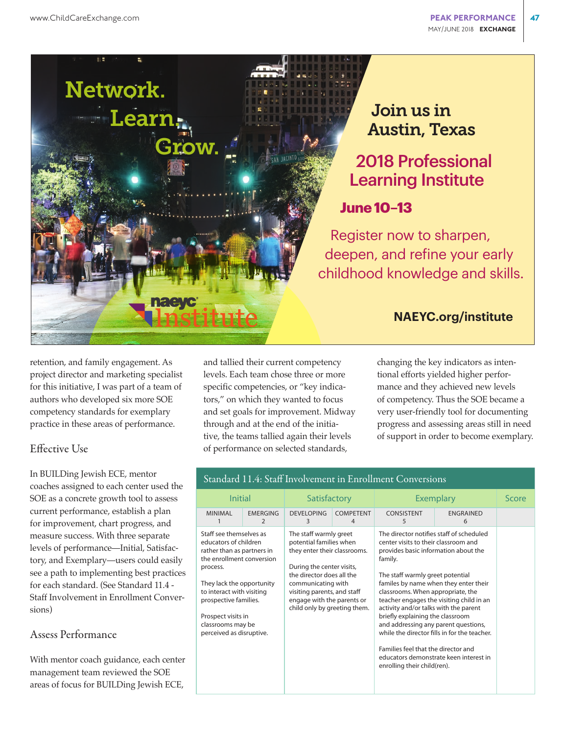Network.
Learn.
Grow.

Join us in Austin, Texas

2018 Professional Learning Institute

**June 10–13**

Register now to sharpen, deepen, and refine your early childhood knowledge and skills.

naeyc Institute

**NAEYC.org/institute**

retention, and family engagement. As project director and marketing specialist for this initiative, I was part of a team of authors who developed six more SOE competency standards for exemplary practice in these areas of performance.

## Effective Use

In BUILDing Jewish ECE, mentor coaches assigned to each center used the SOE as a concrete growth tool to assess current performance, establish a plan for improvement, chart progress, and measure success. With three separate levels of performance—Initial, Satisfactory, and Exemplary—users could easily see a path to implementing best practices for each standard. (See Standard 11.4 - Staff Involvement in Enrollment Conversions)

## Assess Performance

With mentor coach guidance, each center management team reviewed the SOE areas of focus for BUILDing Jewish ECE, and tallied their current competency levels. Each team chose three or more specific competencies, or "key indicators," on which they wanted to focus and set goals for improvement. Midway through and at the end of the initiative, the teams tallied again their levels of performance on selected standards, changing the key indicators as intentional efforts yielded higher performance and they achieved new levels of competency. Thus the SOE became a very user-friendly tool for documenting progress and assessing areas still in need of support in order to become exemplary.

**Standard 11.4: Staff Involvement in Enrollment Conversions**

| Initial | | Satisfactory | | Exemplary | | Score |
|---|---|---|---|---|---|---|
| MINIMAL 1 | EMERGING 2 | DEVELOPING 3 | COMPETENT 4 | CONSISTENT 5 | ENGRAINED 6 | |
| Staff see themselves as educators of children rather than as partners in the enrollment conversion process.<br><br>They lack the opportunity to interact with visiting prospective families.<br><br>Prospect visits in classrooms may be perceived as disruptive. | | The staff warmly greet potential families when they enter their classrooms.<br><br>During the center visits, the director does all the communicating with visiting parents, and staff engage with the parents or child only by greeting them. | | The director notifies staff of scheduled center visits to their classroom and provides basic information about the family.<br><br>The staff warmly greet potential familes by name when they enter their classrooms. When appropriate, the teacher engages the visiting child in an activity and/or talks with the parent briefly explaining the classroom and addressing any parent questions, while the director fills in for the teacher.<br><br>Families feel that the director and educators demonstrate keen interest in enrolling their child(ren). | | |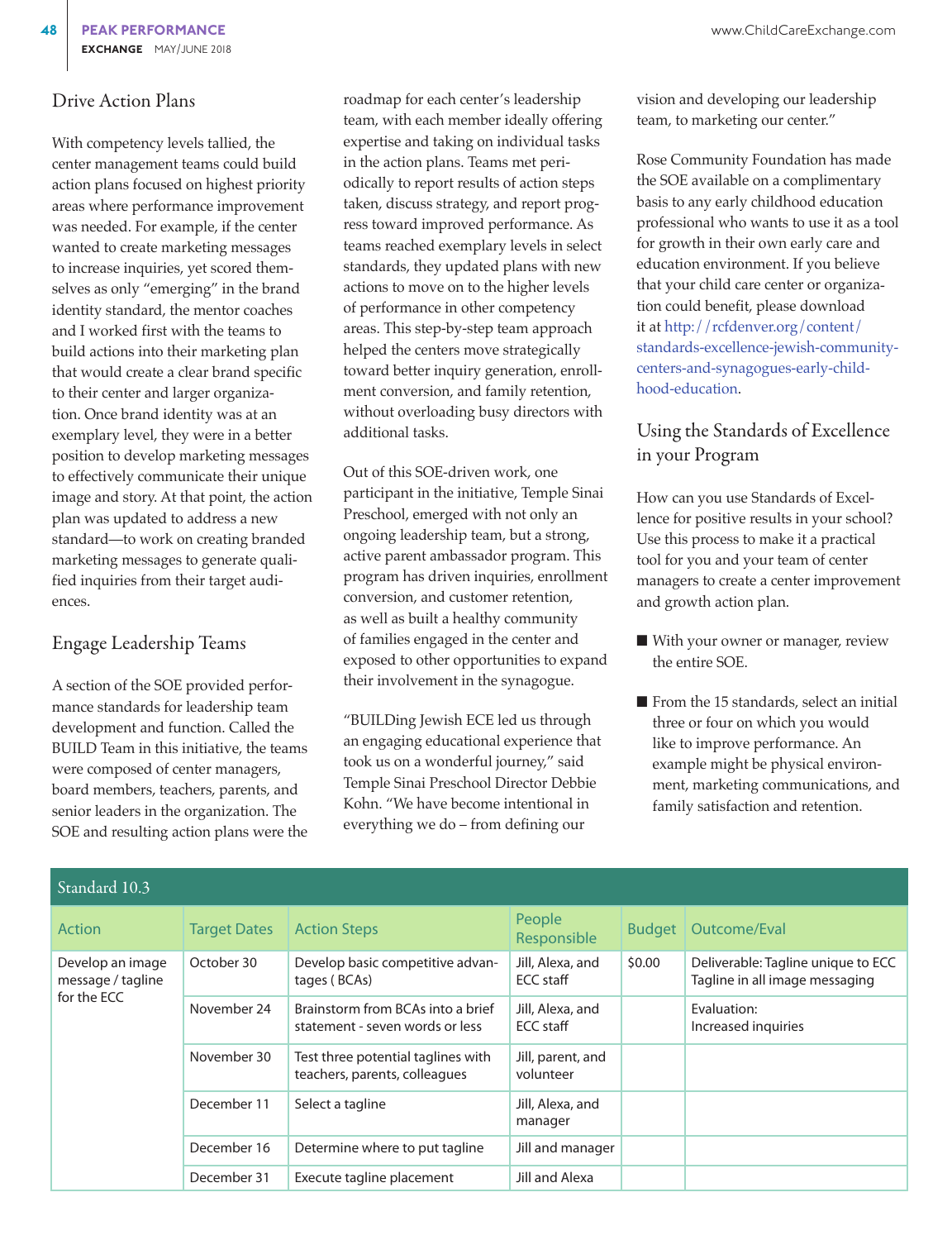## Drive Action Plans

With competency levels tallied, the center management teams could build action plans focused on highest priority areas where performance improvement was needed. For example, if the center wanted to create marketing messages to increase inquiries, yet scored themselves as only "emerging" in the brand identity standard, the mentor coaches and I worked first with the teams to build actions into their marketing plan that would create a clear brand specific to their center and larger organization. Once brand identity was at an exemplary level, they were in a better position to develop marketing messages to effectively communicate their unique image and story. At that point, the action plan was updated to address a new standard—to work on creating branded marketing messages to generate qualified inquiries from their target audiences.

## Engage Leadership Teams

A section of the SOE provided performance standards for leadership team development and function. Called the BUILD Team in this initiative, the teams were composed of center managers, board members, teachers, parents, and senior leaders in the organization. The SOE and resulting action plans were the roadmap for each center's leadership team, with each member ideally offering expertise and taking on individual tasks in the action plans. Teams met periodically to report results of action steps taken, discuss strategy, and report progress toward improved performance. As teams reached exemplary levels in select standards, they updated plans with new actions to move on to the higher levels of performance in other competency areas. This step-by-step team approach helped the centers move strategically toward better inquiry generation, enrollment conversion, and family retention, without overloading busy directors with additional tasks.

Out of this SOE-driven work, one participant in the initiative, Temple Sinai Preschool, emerged with not only an ongoing leadership team, but a strong, active parent ambassador program. This program has driven inquiries, enrollment conversion, and customer retention, as well as built a healthy community of families engaged in the center and exposed to other opportunities to expand their involvement in the synagogue.

"BUILDing Jewish ECE led us through an engaging educational experience that took us on a wonderful journey," said Temple Sinai Preschool Director Debbie Kohn. "We have become intentional in everything we do – from defining our vision and developing our leadership team, to marketing our center."

Rose Community Foundation has made the SOE available on a complimentary basis to any early childhood education professional who wants to use it as a tool for growth in their own early care and education environment. If you believe that your child care center or organization could benefit, please download it at http://rcfdenver.org/content/standards-excellence-jewish-community-centers-and-synagogues-early-childhood-education.

## Using the Standards of Excellence in your Program

How can you use Standards of Excellence for positive results in your school? Use this process to make it a practical tool for you and your team of center managers to create a center improvement and growth action plan.

- With your owner or manager, review the entire SOE.
- From the 15 standards, select an initial three or four on which you would like to improve performance. An example might be physical environment, marketing communications, and family satisfaction and retention.

**Standard 10.3**

| Action | Target Dates | Action Steps | People Responsible | Budget | Outcome/Eval |
|---|---|---|---|---|---|
| Develop an image message / tagline for the ECC | October 30 | Develop basic competitive advantages ( BCAs) | Jill, Alexa, and ECC staff | $0.00 | Deliverable: Tagline unique to ECC Tagline in all image messaging |
| | November 24 | Brainstorm from BCAs into a brief statement - seven words or less | Jill, Alexa, and ECC staff | | Evaluation: Increased inquiries |
| | November 30 | Test three potential taglines with teachers, parents, colleagues | Jill, parent, and volunteer | | |
| | December 11 | Select a tagline | Jill, Alexa, and manager | | |
| | December 16 | Determine where to put tagline | Jill and manager | | |
| | December 31 | Execute tagline placement | Jill and Alexa | | |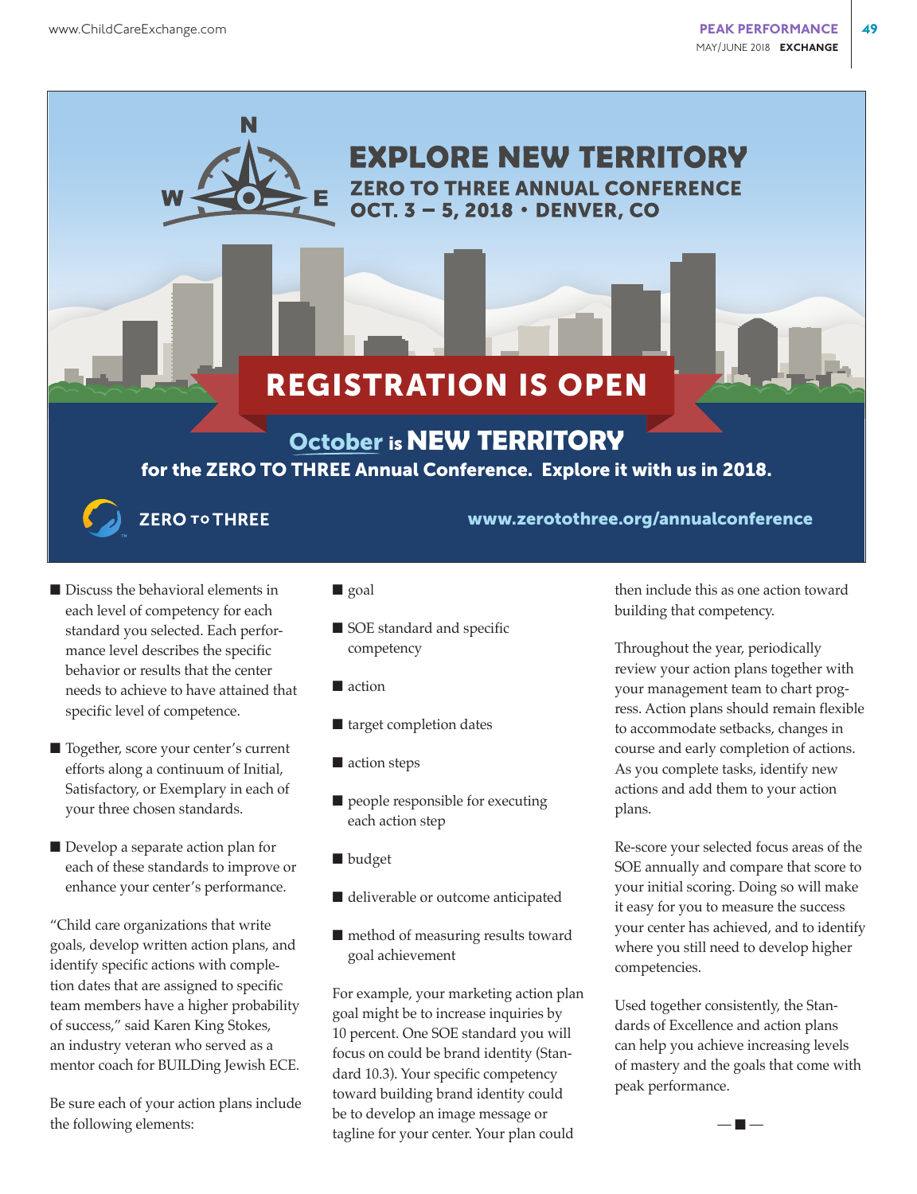# EXPLORE NEW TERRITORY

## ZERO TO THREE ANNUAL CONFERENCE
## OCT. 3 – 5, 2018 • DENVER, CO

## REGISTRATION IS OPEN

**October is NEW TERRITORY**

**for the ZERO TO THREE Annual Conference. Explore it with us in 2018.**

ZERO TO THREE

www.zerotothree.org/annualconference

- Discuss the behavioral elements in each level of competency for each standard you selected. Each performance level describes the specific behavior or results that the center needs to achieve to have attained that specific level of competence.
- Together, score your center's current efforts along a continuum of Initial, Satisfactory, or Exemplary in each of your three chosen standards.
- Develop a separate action plan for each of these standards to improve or enhance your center's performance.

"Child care organizations that write goals, develop written action plans, and identify specific actions with completion dates that are assigned to specific team members have a higher probability of success," said Karen King Stokes, an industry veteran who served as a mentor coach for BUILDing Jewish ECE.

Be sure each of your action plans include the following elements:

- goal
- SOE standard and specific competency
- action
- target completion dates
- action steps
- people responsible for executing each action step
- budget
- deliverable or outcome anticipated
- method of measuring results toward goal achievement

For example, your marketing action plan goal might be to increase inquiries by 10 percent. One SOE standard you will focus on could be brand identity (Standard 10.3). Your specific competency toward building brand identity could be to develop an image message or tagline for your center. Your plan could then include this as one action toward building that competency.

Throughout the year, periodically review your action plans together with your management team to chart progress. Action plans should remain flexible to accommodate setbacks, changes in course and early completion of actions. As you complete tasks, identify new actions and add them to your action plans.

Re-score your selected focus areas of the SOE annually and compare that score to your initial scoring. Doing so will make it easy for you to measure the success your center has achieved, and to identify where you still need to develop higher competencies.

Used together consistently, the Standards of Excellence and action plans can help you achieve increasing levels of mastery and the goals that come with peak performance.

—■—